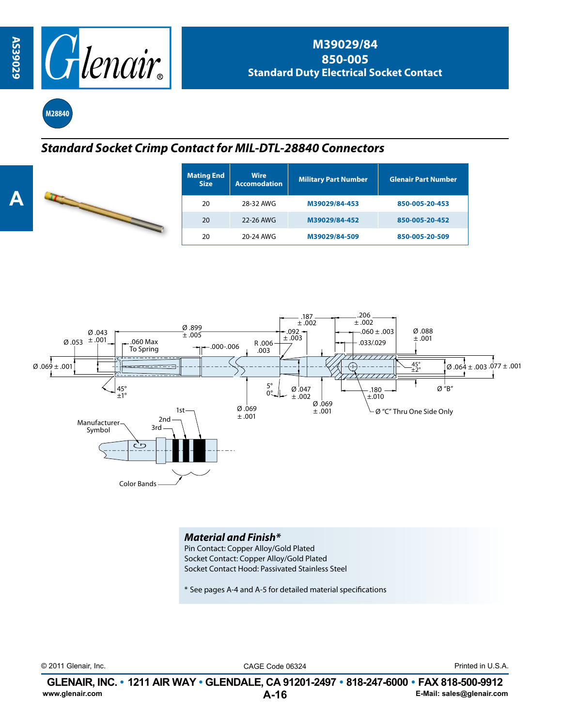# M39029/84
# 850-005
# Standard Duty Electrical Socket Contact

M28840

## *Standard Socket Crimp Contact for MIL-DTL-28840 Connectors*

| Mating End Size | Wire Accomodation | Military Part Number | Glenair Part Number |
|---|---|---|---|
| 20 | 28-32 AWG | M39029/84-453 | 850-005-20-453 |
| 20 | 22-26 AWG | M39029/84-452 | 850-005-20-452 |
| 20 | 20-24 AWG | M39029/84-509 | 850-005-20-509 |

Ø .053 Ø .043 ± .001 .060 Max To Spring Ø .899 ± .005 .000-.006 R .006 .003 .187 ± .002 .092 ± .003 .206 ± .002 .060 ± .003 .033/.029 Ø .088 ± .001

Ø .069 ± .001 45° ±1° 5° 0° Ø .047 ± .002 Ø .069 ± .001 Ø .069 ± .001 .180 ±.010 45° ±2° Ø .064 ± .003 .077 ± .001 Ø "B" Ø "C" Thru One Side Only

Manufacturer Symbol 1st 2nd 3rd Color Bands

### *Material and Finish**

Pin Contact: Copper Alloy/Gold Plated
Socket Contact: Copper Alloy/Gold Plated
Socket Contact Hood: Passivated Stainless Steel

* See pages A-4 and A-5 for detailed material specifications

© 2011 Glenair, Inc. CAGE Code 06324 Printed in U.S.A.

**GLENAIR, INC. • 1211 AIR WAY • GLENDALE, CA 91201-2497 • 818-247-6000 • FAX 818-500-9912**
www.glenair.com E-Mail: sales@glenair.com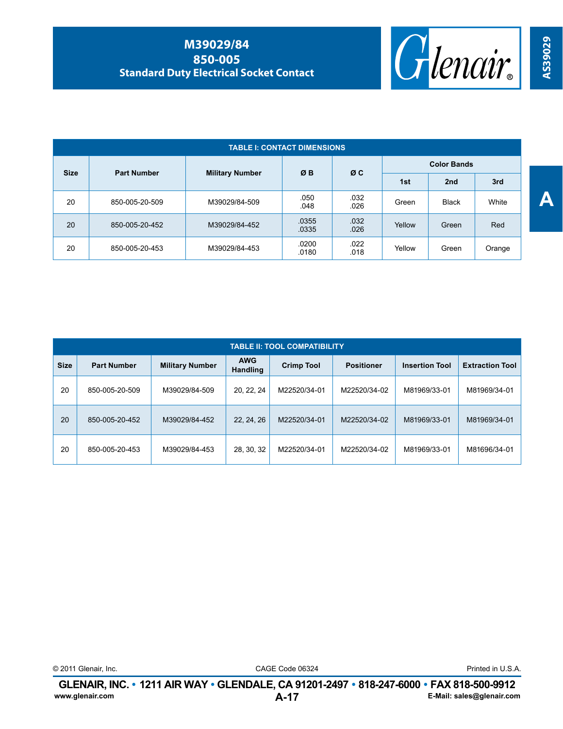# M39029/84
# 850-005
## Standard Duty Electrical Socket Contact

| TABLE I: CONTACT DIMENSIONS | | | | | | | |
|---|---|---|---|---|---|---|---|
| Size | Part Number | Military Number | Ø B | Ø C | Color Bands | | |
| | | | | | 1st | 2nd | 3rd |
| 20 | 850-005-20-509 | M39029/84-509 | .050 .048 | .032 .026 | Green | Black | White |
| 20 | 850-005-20-452 | M39029/84-452 | .0355 .0335 | .032 .026 | Yellow | Green | Red |
| 20 | 850-005-20-453 | M39029/84-453 | .0200 .0180 | .022 .018 | Yellow | Green | Orange |

| TABLE II: TOOL COMPATIBILITY | | | | | | | |
|---|---|---|---|---|---|---|---|
| Size | Part Number | Military Number | AWG Handling | Crimp Tool | Positioner | Insertion Tool | Extraction Tool |
| 20 | 850-005-20-509 | M39029/84-509 | 20, 22, 24 | M22520/34-01 | M22520/34-02 | M81969/33-01 | M81969/34-01 |
| 20 | 850-005-20-452 | M39029/84-452 | 22, 24, 26 | M22520/34-01 | M22520/34-02 | M81969/33-01 | M81969/34-01 |
| 20 | 850-005-20-453 | M39029/84-453 | 28, 30, 32 | M22520/34-01 | M22520/34-02 | M81969/33-01 | M81696/34-01 |

© 2011 Glenair, Inc. CAGE Code 06324 Printed in U.S.A.

**GLENAIR, INC. • 1211 AIR WAY • GLENDALE, CA 91201-2497 • 818-247-6000 • FAX 818-500-9912**

www.glenair.com E-Mail: sales@glenair.com